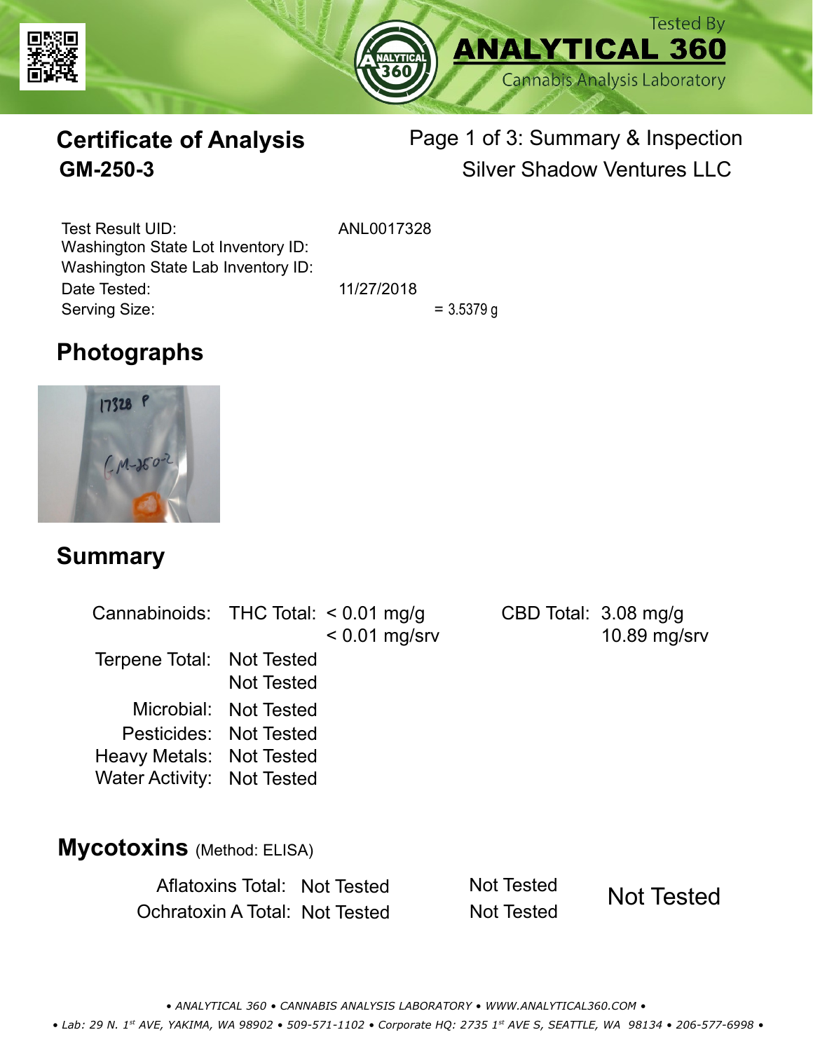Tested By
**ANALYTICAL 360**
Cannabis Analysis Laboratory

# Certificate of Analysis
## GM-250-3

Page 1 of 3: Summary & Inspection
Silver Shadow Ventures LLC

| | |
|---|---|
| Test Result UID: | ANL0017328 |
| Washington State Lot Inventory ID: | |
| Washington State Lab Inventory ID: | |
| Date Tested: | 11/27/2018 |
| Serving Size: | = 3.5379 g |

## Photographs

## Summary

| | | | | |
|---|---|---|---|---|
| Cannabinoids: | THC Total: | < 0.01 mg/g<br>< 0.01 mg/srv | CBD Total: | 3.08 mg/g<br>10.89 mg/srv |
| Terpene Total: | Not Tested<br>Not Tested | | | |
| Microbial: | Not Tested | | | |
| Pesticides: | Not Tested | | | |
| Heavy Metals: | Not Tested | | | |
| Water Activity: | Not Tested | | | |

## Mycotoxins (Method: ELISA)

| | | | |
|---|---|---|---|
| Aflatoxins Total: | Not Tested | Not Tested | Not Tested |
| Ochratoxin A Total: | Not Tested | Not Tested | |

• ANALYTICAL 360 • CANNABIS ANALYSIS LABORATORY • WWW.ANALYTICAL360.COM •

• Lab: 29 N. 1st AVE, YAKIMA, WA 98902 • 509-571-1102 • Corporate HQ: 2735 1st AVE S, SEATTLE, WA 98134 • 206-577-6998 •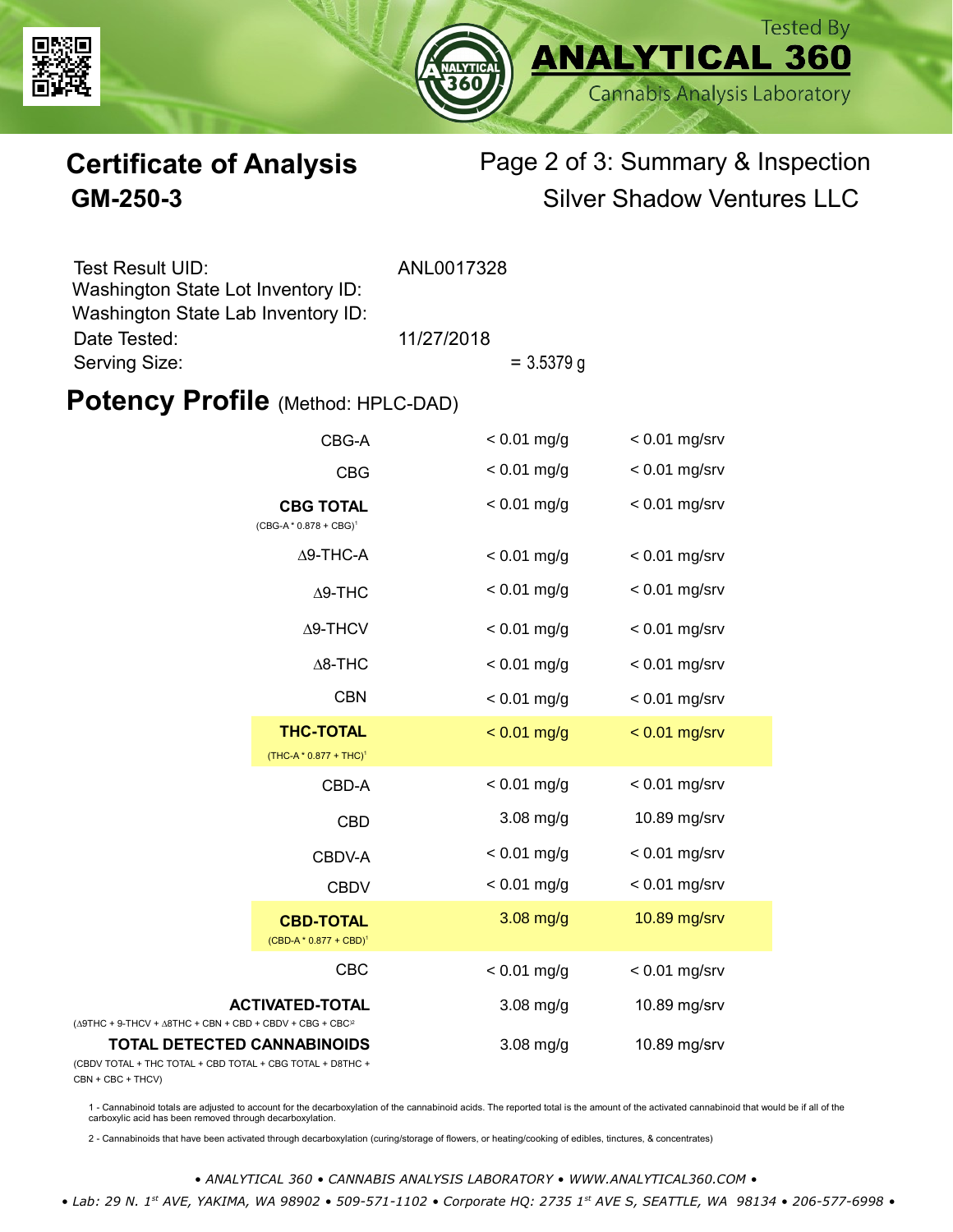# Certificate of Analysis

## GM-250-3

Page 2 of 3: Summary & Inspection

Silver Shadow Ventures LLC

| | |
|---|---|
| Test Result UID: | ANL0017328 |
| Washington State Lot Inventory ID: | |
| Washington State Lab Inventory ID: | |
| Date Tested: | 11/27/2018 |
| Serving Size: | = 3.5379 g |

## Potency Profile (Method: HPLC-DAD)

| Analyte | mg/g | mg/srv |
|---|---|---|
| CBG-A | < 0.01 mg/g | < 0.01 mg/srv |
| CBG | < 0.01 mg/g | < 0.01 mg/srv |
| **CBG TOTAL** (CBG-A * 0.878 + CBG)[1] | < 0.01 mg/g | < 0.01 mg/srv |
| Δ9-THC-A | < 0.01 mg/g | < 0.01 mg/srv |
| Δ9-THC | < 0.01 mg/g | < 0.01 mg/srv |
| Δ9-THCV | < 0.01 mg/g | < 0.01 mg/srv |
| Δ8-THC | < 0.01 mg/g | < 0.01 mg/srv |
| CBN | < 0.01 mg/g | < 0.01 mg/srv |
| **THC-TOTAL** (THC-A * 0.877 + THC)[1] | < 0.01 mg/g | < 0.01 mg/srv |
| CBD-A | < 0.01 mg/g | < 0.01 mg/srv |
| CBD | 3.08 mg/g | 10.89 mg/srv |
| CBDV-A | < 0.01 mg/g | < 0.01 mg/srv |
| CBDV | < 0.01 mg/g | < 0.01 mg/srv |
| **CBD-TOTAL** (CBD-A * 0.877 + CBD)[1] | 3.08 mg/g | 10.89 mg/srv |
| CBC | < 0.01 mg/g | < 0.01 mg/srv |
| **ACTIVATED-TOTAL** (Δ9THC + 9-THCV + Δ8THC + CBN + CBD + CBDV + CBG + CBC)[2] | 3.08 mg/g | 10.89 mg/srv |
| **TOTAL DETECTED CANNABINOIDS** (CBDV TOTAL + THC TOTAL + CBD TOTAL + CBG TOTAL + D8THC + CBN + CBC + THCV) | 3.08 mg/g | 10.89 mg/srv |

1 - Cannabinoid totals are adjusted to account for the decarboxylation of the cannabinoid acids. The reported total is the amount of the activated cannabinoid that would be if all of the carboxylic acid has been removed through decarboxylation.

2 - Cannabinoids that have been activated through decarboxylation (curing/storage of flowers, or heating/cooking of edibles, tinctures, & concentrates)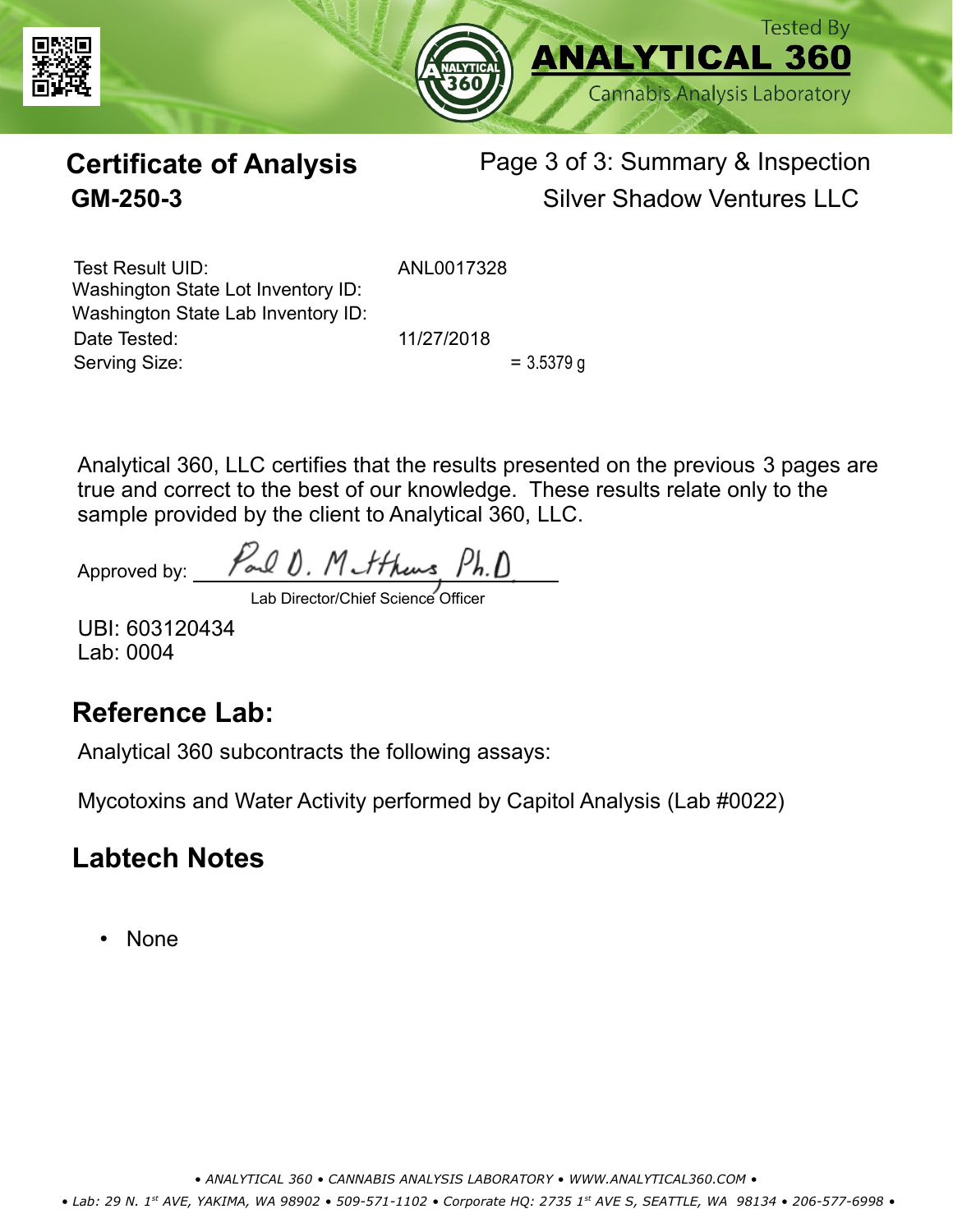Tested By **ANALYTICAL 360** Cannabis Analysis Laboratory

## Certificate of Analysis

**GM-250-3**

Page 3 of 3: Summary & Inspection

Silver Shadow Ventures LLC

| | |
|---|---|
| Test Result UID: | ANL0017328 |
| Washington State Lot Inventory ID: | |
| Washington State Lab Inventory ID: | |
| Date Tested: | 11/27/2018 |
| Serving Size: | = 3.5379 g |

Analytical 360, LLC certifies that the results presented on the previous 3 pages are true and correct to the best of our knowledge. These results relate only to the sample provided by the client to Analytical 360, LLC.

Approved by: Paul D. Matthews, Ph.D

Lab Director/Chief Science Officer

UBI: 603120434

Lab: 0004

## Reference Lab:

Analytical 360 subcontracts the following assays:

Mycotoxins and Water Activity performed by Capitol Analysis (Lab #0022)

## Labtech Notes

- None

*• ANALYTICAL 360 • CANNABIS ANALYSIS LABORATORY • WWW.ANALYTICAL360.COM •*

*• Lab: 29 N. 1st AVE, YAKIMA, WA 98902 • 509-571-1102 • Corporate HQ: 2735 1st AVE S, SEATTLE, WA 98134 • 206-577-6998 •*